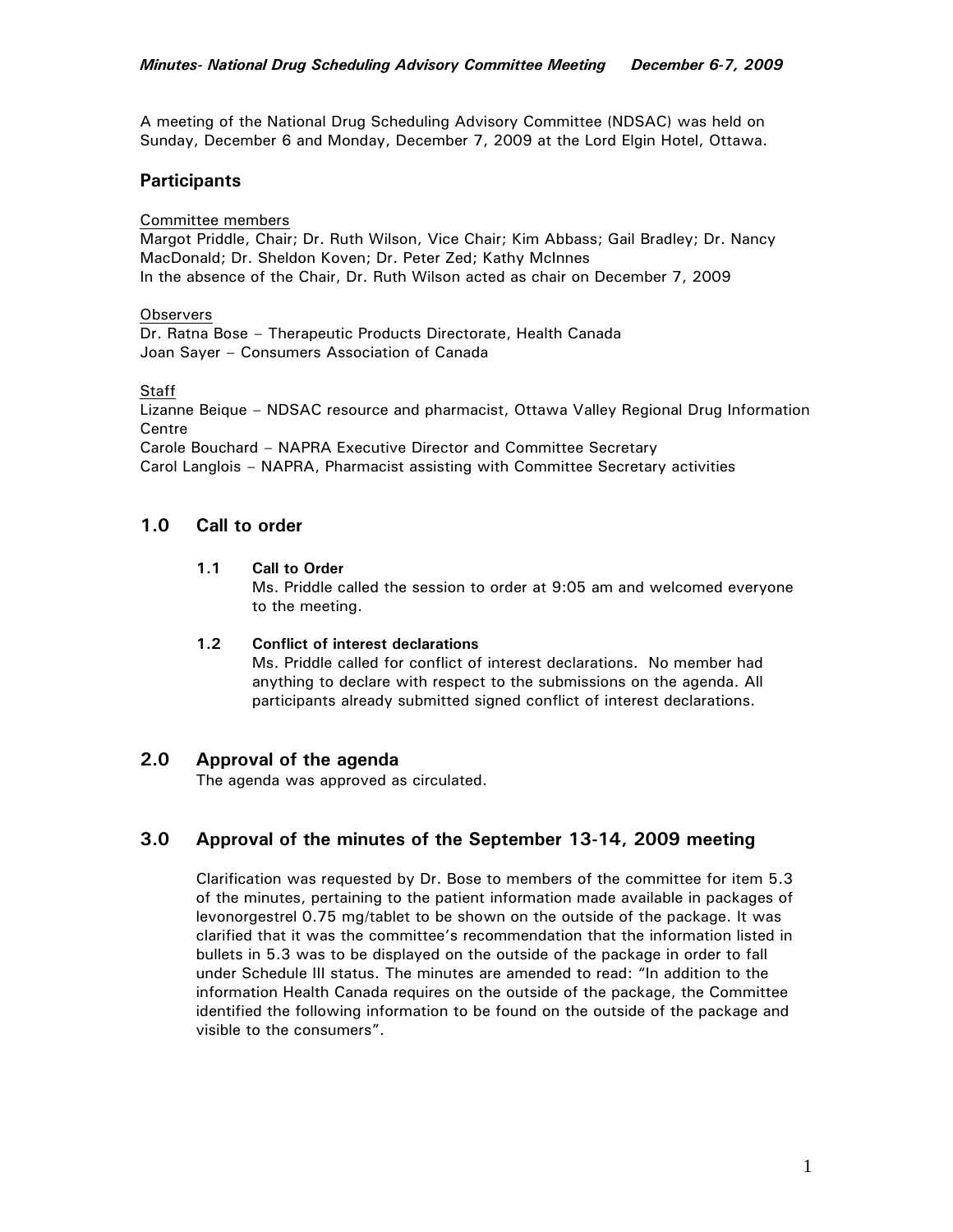A meeting of the National Drug Scheduling Advisory Committee (NDSAC) was held on Sunday, December 6 and Monday, December 7, 2009 at the Lord Elgin Hotel, Ottawa.

## Participants

Committee members
Margot Priddle, Chair; Dr. Ruth Wilson, Vice Chair; Kim Abbass; Gail Bradley; Dr. Nancy MacDonald; Dr. Sheldon Koven; Dr. Peter Zed; Kathy McInnes
In the absence of the Chair, Dr. Ruth Wilson acted as chair on December 7, 2009

Observers
Dr. Ratna Bose – Therapeutic Products Directorate, Health Canada
Joan Sayer – Consumers Association of Canada

Staff
Lizanne Beique – NDSAC resource and pharmacist, Ottawa Valley Regional Drug Information Centre
Carole Bouchard – NAPRA Executive Director and Committee Secretary
Carol Langlois – NAPRA, Pharmacist assisting with Committee Secretary activities

## 1.0 Call to order

### 1.1 Call to Order

Ms. Priddle called the session to order at 9:05 am and welcomed everyone to the meeting.

### 1.2 Conflict of interest declarations

Ms. Priddle called for conflict of interest declarations. No member had anything to declare with respect to the submissions on the agenda. All participants already submitted signed conflict of interest declarations.

## 2.0 Approval of the agenda

The agenda was approved as circulated.

## 3.0 Approval of the minutes of the September 13-14, 2009 meeting

Clarification was requested by Dr. Bose to members of the committee for item 5.3 of the minutes, pertaining to the patient information made available in packages of levonorgestrel 0.75 mg/tablet to be shown on the outside of the package. It was clarified that it was the committee's recommendation that the information listed in bullets in 5.3 was to be displayed on the outside of the package in order to fall under Schedule III status. The minutes are amended to read: "In addition to the information Health Canada requires on the outside of the package, the Committee identified the following information to be found on the outside of the package and visible to the consumers".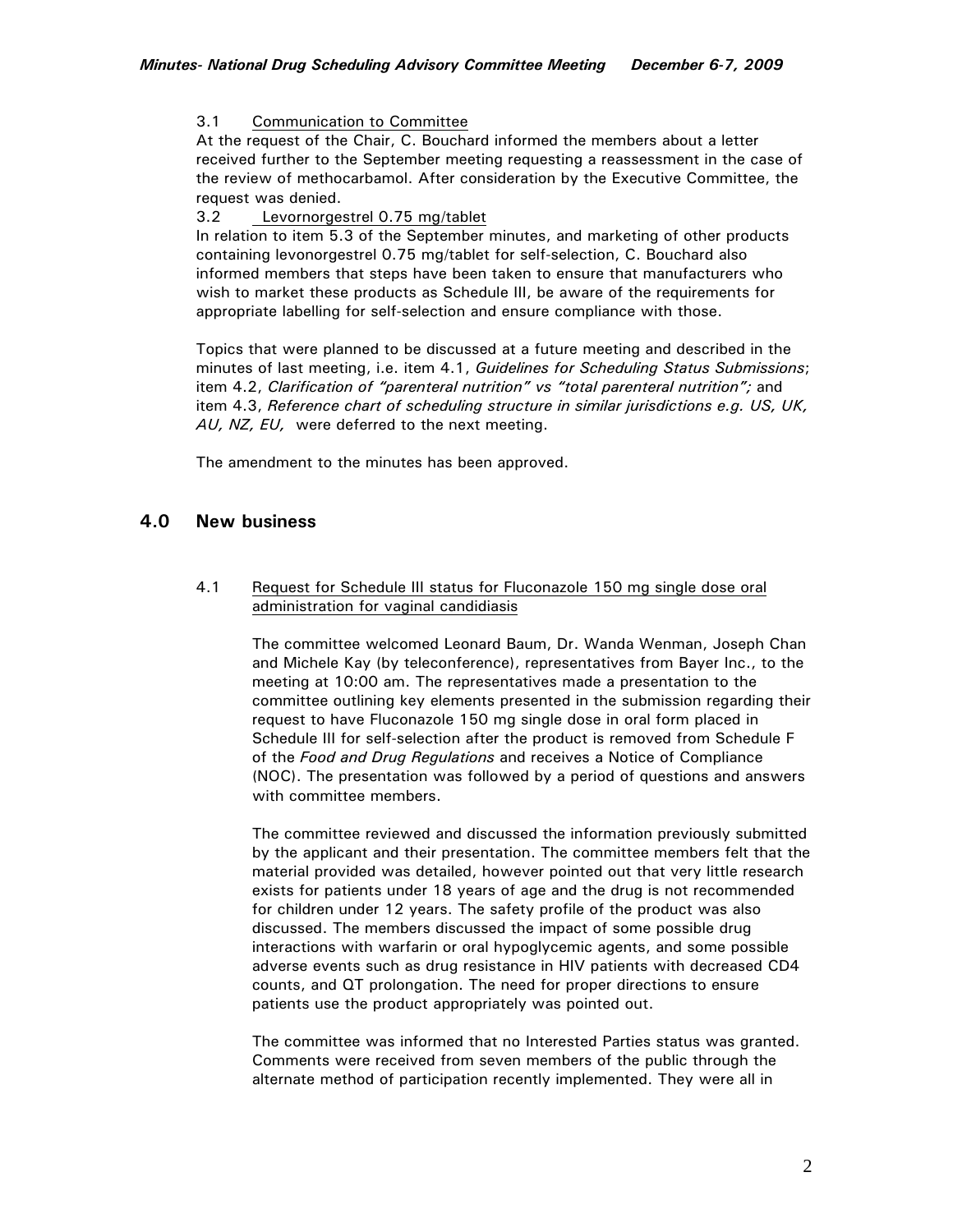3.1 Communication to Committee

At the request of the Chair, C. Bouchard informed the members about a letter received further to the September meeting requesting a reassessment in the case of the review of methocarbamol. After consideration by the Executive Committee, the request was denied.

3.2 Levornorgestrel 0.75 mg/tablet

In relation to item 5.3 of the September minutes, and marketing of other products containing levonorgestrel 0.75 mg/tablet for self-selection, C. Bouchard also informed members that steps have been taken to ensure that manufacturers who wish to market these products as Schedule III, be aware of the requirements for appropriate labelling for self-selection and ensure compliance with those.

Topics that were planned to be discussed at a future meeting and described in the minutes of last meeting, i.e. item 4.1, *Guidelines for Scheduling Status Submissions*; item 4.2, *Clarification of "parenteral nutrition" vs "total parenteral nutrition";* and item 4.3, *Reference chart of scheduling structure in similar jurisdictions e.g. US, UK, AU, NZ, EU,* were deferred to the next meeting.

The amendment to the minutes has been approved.

## 4.0 New business

### 4.1 Request for Schedule III status for Fluconazole 150 mg single dose oral administration for vaginal candidiasis

The committee welcomed Leonard Baum, Dr. Wanda Wenman, Joseph Chan and Michele Kay (by teleconference), representatives from Bayer Inc., to the meeting at 10:00 am. The representatives made a presentation to the committee outlining key elements presented in the submission regarding their request to have Fluconazole 150 mg single dose in oral form placed in Schedule III for self-selection after the product is removed from Schedule F of the *Food and Drug Regulations* and receives a Notice of Compliance (NOC). The presentation was followed by a period of questions and answers with committee members.

The committee reviewed and discussed the information previously submitted by the applicant and their presentation. The committee members felt that the material provided was detailed, however pointed out that very little research exists for patients under 18 years of age and the drug is not recommended for children under 12 years. The safety profile of the product was also discussed. The members discussed the impact of some possible drug interactions with warfarin or oral hypoglycemic agents, and some possible adverse events such as drug resistance in HIV patients with decreased CD4 counts, and QT prolongation. The need for proper directions to ensure patients use the product appropriately was pointed out.

The committee was informed that no Interested Parties status was granted. Comments were received from seven members of the public through the alternate method of participation recently implemented. They were all in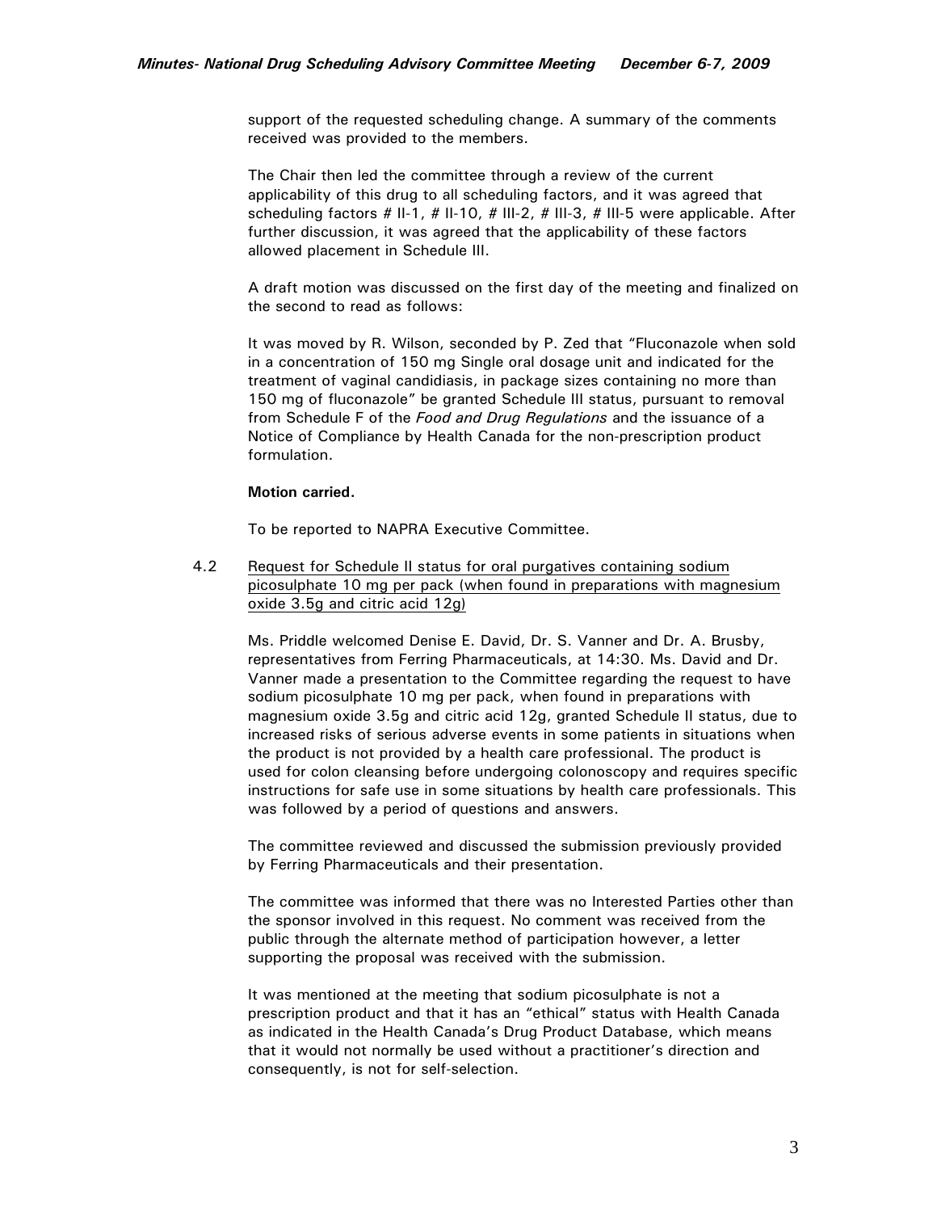support of the requested scheduling change. A summary of the comments received was provided to the members.

The Chair then led the committee through a review of the current applicability of this drug to all scheduling factors, and it was agreed that scheduling factors # II-1, # II-10, # III-2, # III-3, # III-5 were applicable. After further discussion, it was agreed that the applicability of these factors allowed placement in Schedule III.

A draft motion was discussed on the first day of the meeting and finalized on the second to read as follows:

It was moved by R. Wilson, seconded by P. Zed that "Fluconazole when sold in a concentration of 150 mg Single oral dosage unit and indicated for the treatment of vaginal candidiasis, in package sizes containing no more than 150 mg of fluconazole" be granted Schedule III status, pursuant to removal from Schedule F of the *Food and Drug Regulations* and the issuance of a Notice of Compliance by Health Canada for the non-prescription product formulation.

**Motion carried.**

To be reported to NAPRA Executive Committee.

4.2 Request for Schedule II status for oral purgatives containing sodium picosulphate 10 mg per pack (when found in preparations with magnesium oxide 3.5g and citric acid 12g)

Ms. Priddle welcomed Denise E. David, Dr. S. Vanner and Dr. A. Brusby, representatives from Ferring Pharmaceuticals, at 14:30. Ms. David and Dr. Vanner made a presentation to the Committee regarding the request to have sodium picosulphate 10 mg per pack, when found in preparations with magnesium oxide 3.5g and citric acid 12g, granted Schedule II status, due to increased risks of serious adverse events in some patients in situations when the product is not provided by a health care professional. The product is used for colon cleansing before undergoing colonoscopy and requires specific instructions for safe use in some situations by health care professionals. This was followed by a period of questions and answers.

The committee reviewed and discussed the submission previously provided by Ferring Pharmaceuticals and their presentation.

The committee was informed that there was no Interested Parties other than the sponsor involved in this request. No comment was received from the public through the alternate method of participation however, a letter supporting the proposal was received with the submission.

It was mentioned at the meeting that sodium picosulphate is not a prescription product and that it has an "ethical" status with Health Canada as indicated in the Health Canada's Drug Product Database, which means that it would not normally be used without a practitioner's direction and consequently, is not for self-selection.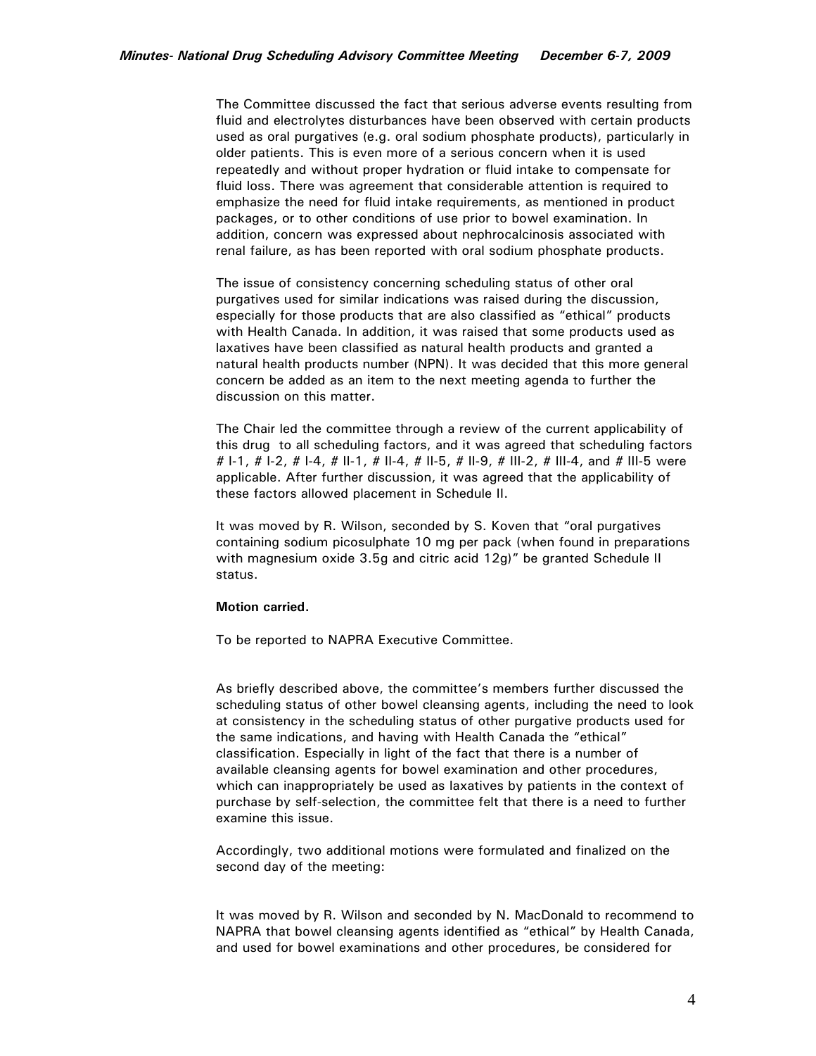The Committee discussed the fact that serious adverse events resulting from fluid and electrolytes disturbances have been observed with certain products used as oral purgatives (e.g. oral sodium phosphate products), particularly in older patients. This is even more of a serious concern when it is used repeatedly and without proper hydration or fluid intake to compensate for fluid loss. There was agreement that considerable attention is required to emphasize the need for fluid intake requirements, as mentioned in product packages, or to other conditions of use prior to bowel examination. In addition, concern was expressed about nephrocalcinosis associated with renal failure, as has been reported with oral sodium phosphate products.

The issue of consistency concerning scheduling status of other oral purgatives used for similar indications was raised during the discussion, especially for those products that are also classified as "ethical" products with Health Canada. In addition, it was raised that some products used as laxatives have been classified as natural health products and granted a natural health products number (NPN). It was decided that this more general concern be added as an item to the next meeting agenda to further the discussion on this matter.

The Chair led the committee through a review of the current applicability of this drug to all scheduling factors, and it was agreed that scheduling factors # I-1, # I-2, # I-4, # II-1, # II-4, # II-5, # II-9, # III-2, # III-4, and # III-5 were applicable. After further discussion, it was agreed that the applicability of these factors allowed placement in Schedule II.

It was moved by R. Wilson, seconded by S. Koven that "oral purgatives containing sodium picosulphate 10 mg per pack (when found in preparations with magnesium oxide 3.5g and citric acid 12g)" be granted Schedule II status.

**Motion carried.**

To be reported to NAPRA Executive Committee.

As briefly described above, the committee's members further discussed the scheduling status of other bowel cleansing agents, including the need to look at consistency in the scheduling status of other purgative products used for the same indications, and having with Health Canada the "ethical" classification. Especially in light of the fact that there is a number of available cleansing agents for bowel examination and other procedures, which can inappropriately be used as laxatives by patients in the context of purchase by self-selection, the committee felt that there is a need to further examine this issue.

Accordingly, two additional motions were formulated and finalized on the second day of the meeting:

It was moved by R. Wilson and seconded by N. MacDonald to recommend to NAPRA that bowel cleansing agents identified as "ethical" by Health Canada, and used for bowel examinations and other procedures, be considered for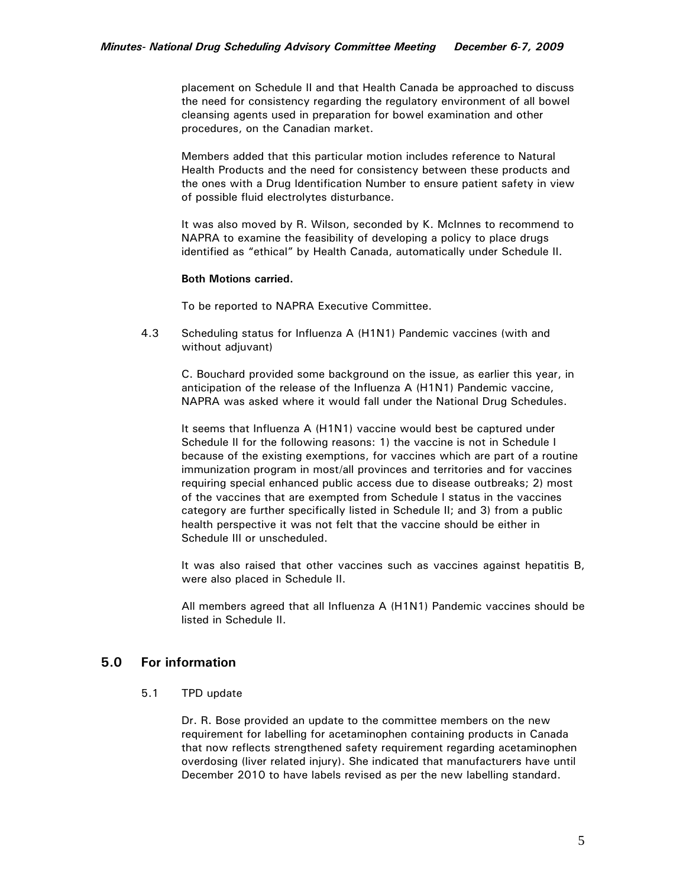placement on Schedule II and that Health Canada be approached to discuss the need for consistency regarding the regulatory environment of all bowel cleansing agents used in preparation for bowel examination and other procedures, on the Canadian market.

Members added that this particular motion includes reference to Natural Health Products and the need for consistency between these products and the ones with a Drug Identification Number to ensure patient safety in view of possible fluid electrolytes disturbance.

It was also moved by R. Wilson, seconded by K. McInnes to recommend to NAPRA to examine the feasibility of developing a policy to place drugs identified as "ethical" by Health Canada, automatically under Schedule II.

**Both Motions carried.**

To be reported to NAPRA Executive Committee.

4.3 Scheduling status for Influenza A (H1N1) Pandemic vaccines (with and without adjuvant)

C. Bouchard provided some background on the issue, as earlier this year, in anticipation of the release of the Influenza A (H1N1) Pandemic vaccine, NAPRA was asked where it would fall under the National Drug Schedules.

It seems that Influenza A (H1N1) vaccine would best be captured under Schedule II for the following reasons: 1) the vaccine is not in Schedule I because of the existing exemptions, for vaccines which are part of a routine immunization program in most/all provinces and territories and for vaccines requiring special enhanced public access due to disease outbreaks; 2) most of the vaccines that are exempted from Schedule I status in the vaccines category are further specifically listed in Schedule II; and 3) from a public health perspective it was not felt that the vaccine should be either in Schedule III or unscheduled.

It was also raised that other vaccines such as vaccines against hepatitis B, were also placed in Schedule II.

All members agreed that all Influenza A (H1N1) Pandemic vaccines should be listed in Schedule II.

## 5.0 For information

5.1 TPD update

Dr. R. Bose provided an update to the committee members on the new requirement for labelling for acetaminophen containing products in Canada that now reflects strengthened safety requirement regarding acetaminophen overdosing (liver related injury). She indicated that manufacturers have until December 2010 to have labels revised as per the new labelling standard.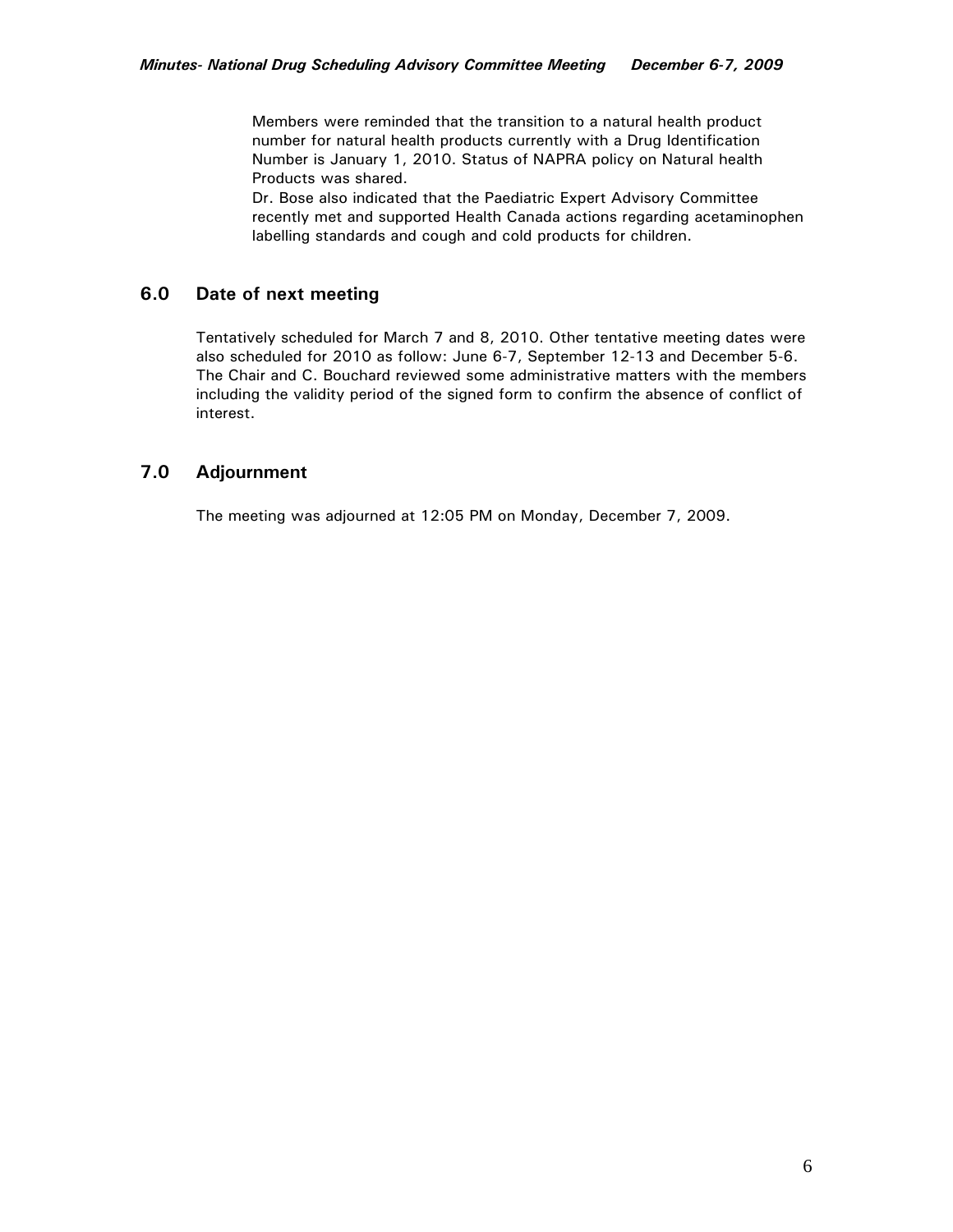Members were reminded that the transition to a natural health product number for natural health products currently with a Drug Identification Number is January 1, 2010. Status of NAPRA policy on Natural health Products was shared.

Dr. Bose also indicated that the Paediatric Expert Advisory Committee recently met and supported Health Canada actions regarding acetaminophen labelling standards and cough and cold products for children.

## 6.0 Date of next meeting

Tentatively scheduled for March 7 and 8, 2010. Other tentative meeting dates were also scheduled for 2010 as follow: June 6-7, September 12-13 and December 5-6. The Chair and C. Bouchard reviewed some administrative matters with the members including the validity period of the signed form to confirm the absence of conflict of interest.

## 7.0 Adjournment

The meeting was adjourned at 12:05 PM on Monday, December 7, 2009.